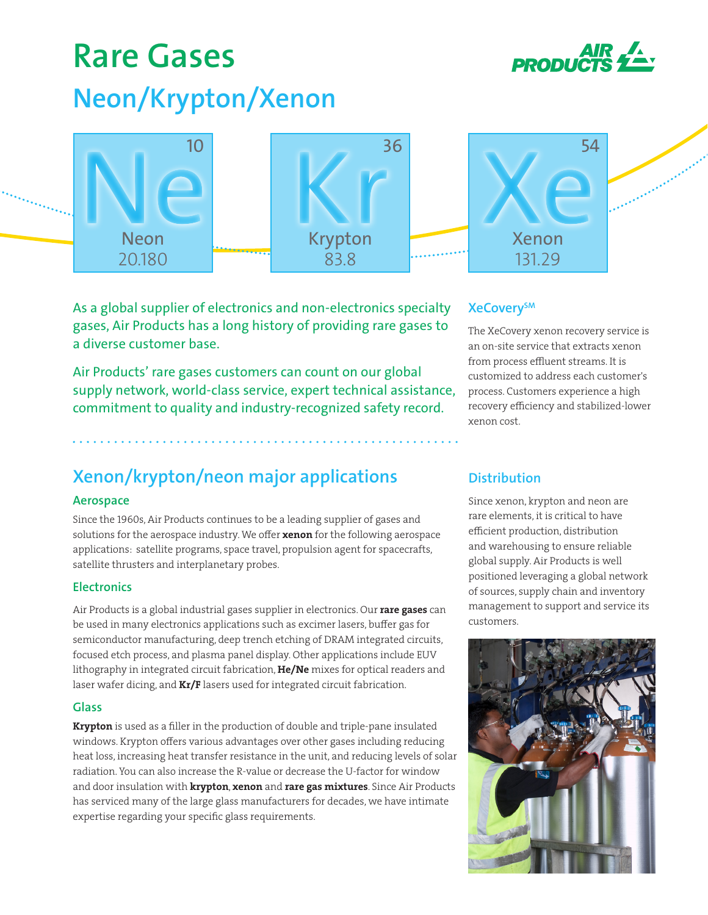# Rare Gases

## Neon/Krypton/Xenon

| 10 | 36 | 54 |
|---|---|---|
| Ne | Kr | Xe |
| Neon | Krypton | Xenon |
| 20.180 | 83.8 | 131.29 |

As a global supplier of electronics and non-electronics specialty gases, Air Products has a long history of providing rare gases to a diverse customer base.

Air Products' rare gases customers can count on our global supply network, world-class service, expert technical assistance, commitment to quality and industry-recognized safety record.

### XeCovery[SM]

The XeCovery xenon recovery service is an on-site service that extracts xenon from process effluent streams. It is customized to address each customer's process. Customers experience a high recovery efficiency and stabilized-lower xenon cost.

## Xenon/krypton/neon major applications

### Aerospace

Since the 1960s, Air Products continues to be a leading supplier of gases and solutions for the aerospace industry. We offer **xenon** for the following aerospace applications: satellite programs, space travel, propulsion agent for spacecrafts, satellite thrusters and interplanetary probes.

### Electronics

Air Products is a global industrial gases supplier in electronics. Our **rare gases** can be used in many electronics applications such as excimer lasers, buffer gas for semiconductor manufacturing, deep trench etching of DRAM integrated circuits, focused etch process, and plasma panel display. Other applications include EUV lithography in integrated circuit fabrication, **He/Ne** mixes for optical readers and laser wafer dicing, and **Kr/F** lasers used for integrated circuit fabrication.

### Glass

**Krypton** is used as a filler in the production of double and triple-pane insulated windows. Krypton offers various advantages over other gases including reducing heat loss, increasing heat transfer resistance in the unit, and reducing levels of solar radiation. You can also increase the R-value or decrease the U-factor for window and door insulation with **krypton**, **xenon** and **rare gas mixtures**. Since Air Products has serviced many of the large glass manufacturers for decades, we have intimate expertise regarding your specific glass requirements.

### Distribution

Since xenon, krypton and neon are rare elements, it is critical to have efficient production, distribution and warehousing to ensure reliable global supply. Air Products is well positioned leveraging a global network of sources, supply chain and inventory management to support and service its customers.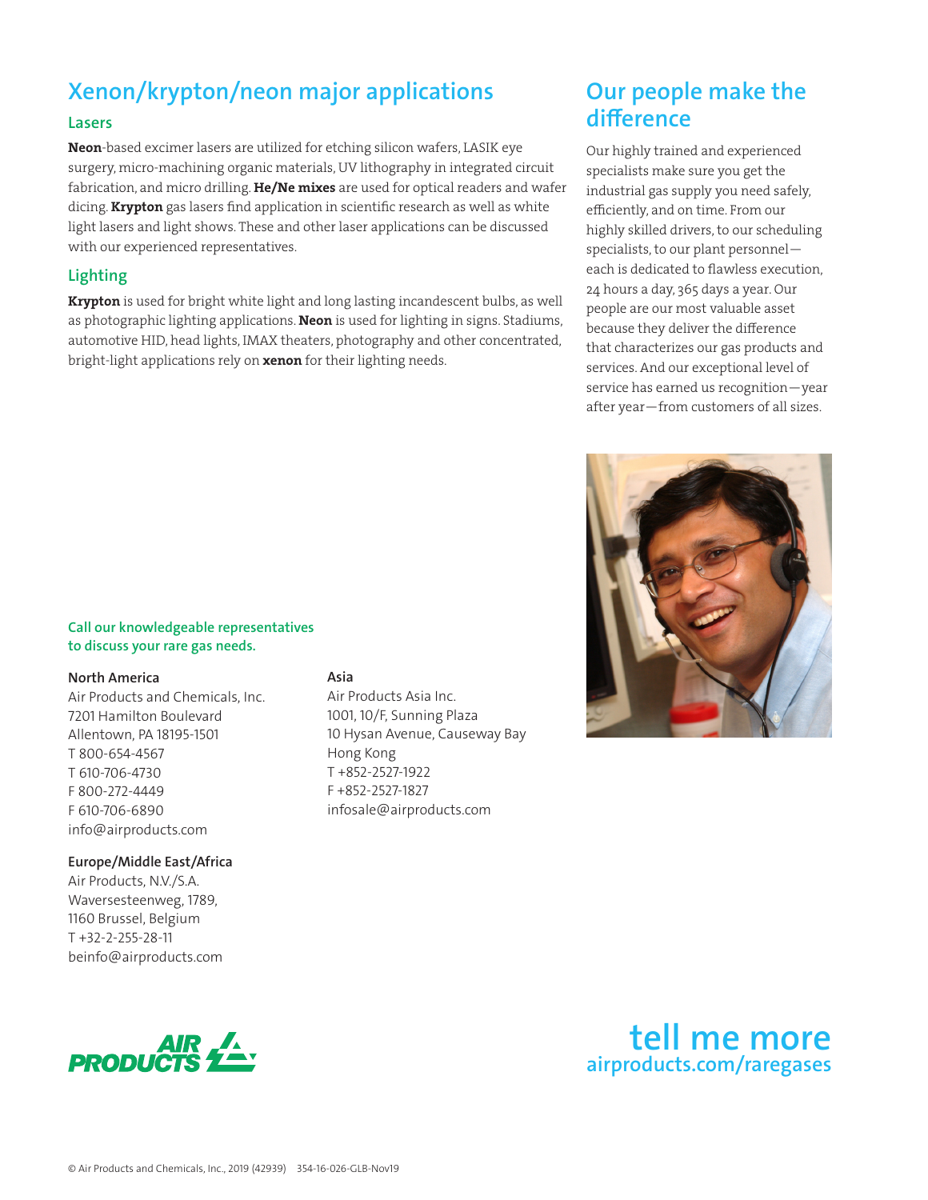## Xenon/krypton/neon major applications

### Lasers

**Neon**-based excimer lasers are utilized for etching silicon wafers, LASIK eye surgery, micro-machining organic materials, UV lithography in integrated circuit fabrication, and micro drilling. **He/Ne mixes** are used for optical readers and wafer dicing. **Krypton** gas lasers find application in scientific research as well as white light lasers and light shows. These and other laser applications can be discussed with our experienced representatives.

### Lighting

**Krypton** is used for bright white light and long lasting incandescent bulbs, as well as photographic lighting applications. **Neon** is used for lighting in signs. Stadiums, automotive HID, head lights, IMAX theaters, photography and other concentrated, bright-light applications rely on **xenon** for their lighting needs.

## Our people make the difference

Our highly trained and experienced specialists make sure you get the industrial gas supply you need safely, efficiently, and on time. From our highly skilled drivers, to our scheduling specialists, to our plant personnel—each is dedicated to flawless execution, 24 hours a day, 365 days a year. Our people are our most valuable asset because they deliver the difference that characterizes our gas products and services. And our exceptional level of service has earned us recognition—year after year—from customers of all sizes.

**Call our knowledgeable representatives to discuss your rare gas needs.**

**North America**
Air Products and Chemicals, Inc.
7201 Hamilton Boulevard
Allentown, PA 18195-1501
T 800-654-4567
T 610-706-4730
F 800-272-4449
F 610-706-6890
info@airproducts.com

**Europe/Middle East/Africa**
Air Products, N.V./S.A.
Waversesteenweg, 1789,
1160 Brussel, Belgium
T +32-2-255-28-11
beinfo@airproducts.com

**Asia**
Air Products Asia Inc.
1001, 10/F, Sunning Plaza
10 Hysan Avenue, Causeway Bay
Hong Kong
T +852-2527-1922
F +852-2527-1827
infosale@airproducts.com

AIR PRODUCTS

**tell me more**
airproducts.com/raregases

© Air Products and Chemicals, Inc., 2019 (42939) 354-16-026-GLB-Nov19